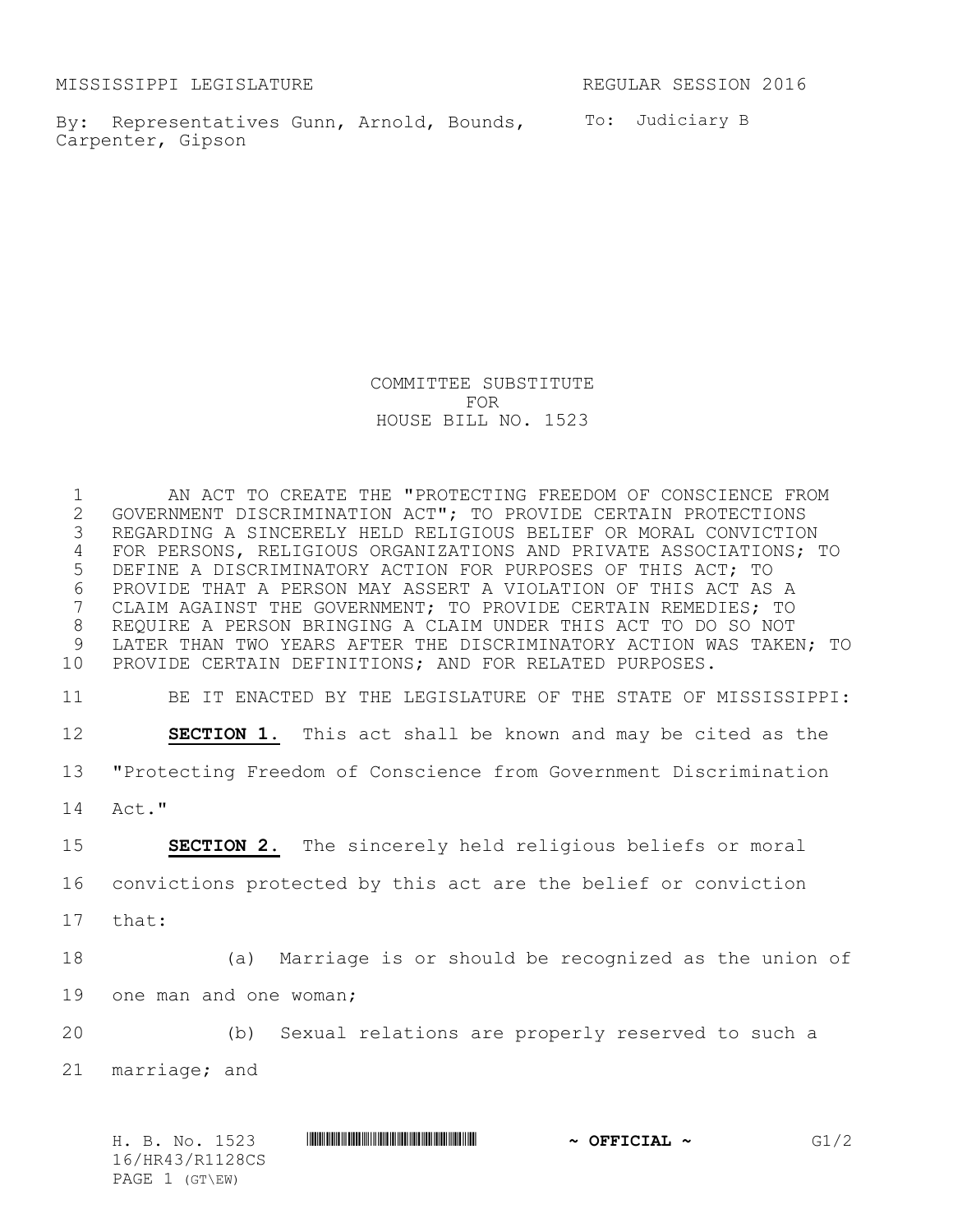MISSISSIPPI LEGISLATURE REGULAR SESSION 2016

By: Representatives Gunn, Arnold, Bounds, Carpenter, Gipson

To: Judiciary B

COMMITTEE SUBSTITUTE
FOR
HOUSE BILL NO. 1523

AN ACT TO CREATE THE "PROTECTING FREEDOM OF CONSCIENCE FROM GOVERNMENT DISCRIMINATION ACT"; TO PROVIDE CERTAIN PROTECTIONS REGARDING A SINCERELY HELD RELIGIOUS BELIEF OR MORAL CONVICTION FOR PERSONS, RELIGIOUS ORGANIZATIONS AND PRIVATE ASSOCIATIONS; TO DEFINE A DISCRIMINATORY ACTION FOR PURPOSES OF THIS ACT; TO PROVIDE THAT A PERSON MAY ASSERT A VIOLATION OF THIS ACT AS A CLAIM AGAINST THE GOVERNMENT; TO PROVIDE CERTAIN REMEDIES; TO REQUIRE A PERSON BRINGING A CLAIM UNDER THIS ACT TO DO SO NOT LATER THAN TWO YEARS AFTER THE DISCRIMINATORY ACTION WAS TAKEN; TO PROVIDE CERTAIN DEFINITIONS; AND FOR RELATED PURPOSES.

BE IT ENACTED BY THE LEGISLATURE OF THE STATE OF MISSISSIPPI:

**SECTION 1.** This act shall be known and may be cited as the "Protecting Freedom of Conscience from Government Discrimination Act."

**SECTION 2.** The sincerely held religious beliefs or moral convictions protected by this act are the belief or conviction that:

(a) Marriage is or should be recognized as the union of one man and one woman;

(b) Sexual relations are properly reserved to such a marriage; and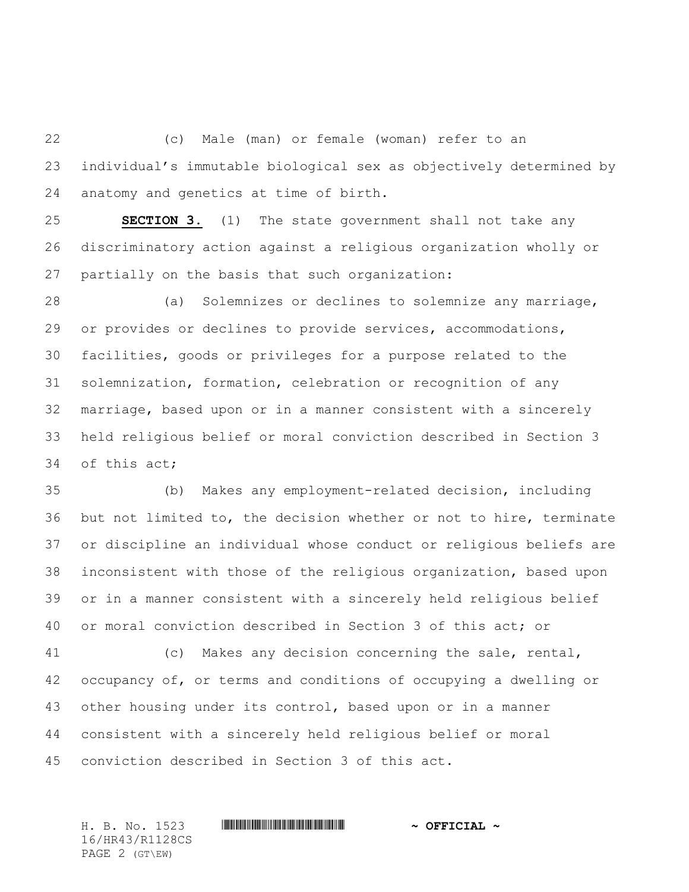(c) Male (man) or female (woman) refer to an individual's immutable biological sex as objectively determined by anatomy and genetics at time of birth.

**SECTION 3.** (1) The state government shall not take any discriminatory action against a religious organization wholly or partially on the basis that such organization:

(a) Solemnizes or declines to solemnize any marriage, or provides or declines to provide services, accommodations, facilities, goods or privileges for a purpose related to the solemnization, formation, celebration or recognition of any marriage, based upon or in a manner consistent with a sincerely held religious belief or moral conviction described in Section 3 of this act;

(b) Makes any employment-related decision, including but not limited to, the decision whether or not to hire, terminate or discipline an individual whose conduct or religious beliefs are inconsistent with those of the religious organization, based upon or in a manner consistent with a sincerely held religious belief or moral conviction described in Section 3 of this act; or

(c) Makes any decision concerning the sale, rental, occupancy of, or terms and conditions of occupying a dwelling or other housing under its control, based upon or in a manner consistent with a sincerely held religious belief or moral conviction described in Section 3 of this act.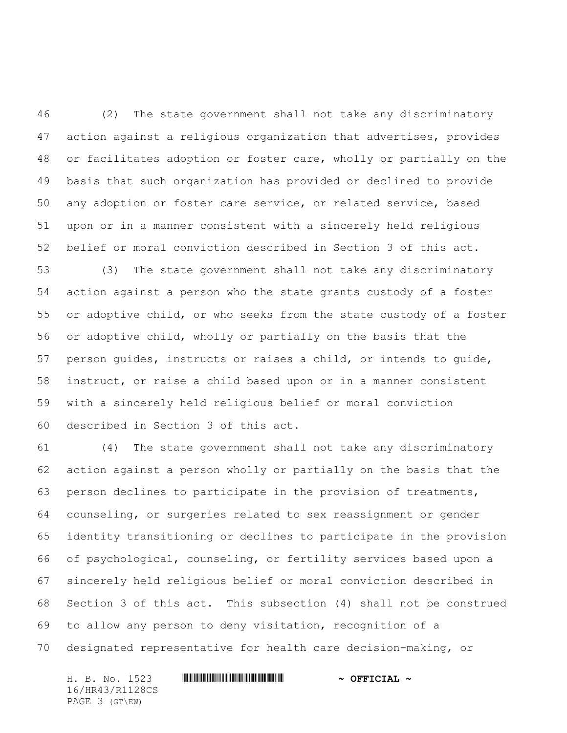(2) The state government shall not take any discriminatory action against a religious organization that advertises, provides or facilitates adoption or foster care, wholly or partially on the basis that such organization has provided or declined to provide any adoption or foster care service, or related service, based upon or in a manner consistent with a sincerely held religious belief or moral conviction described in Section 3 of this act.

(3) The state government shall not take any discriminatory action against a person who the state grants custody of a foster or adoptive child, or who seeks from the state custody of a foster or adoptive child, wholly or partially on the basis that the person guides, instructs or raises a child, or intends to guide, instruct, or raise a child based upon or in a manner consistent with a sincerely held religious belief or moral conviction described in Section 3 of this act.

(4) The state government shall not take any discriminatory action against a person wholly or partially on the basis that the person declines to participate in the provision of treatments, counseling, or surgeries related to sex reassignment or gender identity transitioning or declines to participate in the provision of psychological, counseling, or fertility services based upon a sincerely held religious belief or moral conviction described in Section 3 of this act. This subsection (4) shall not be construed to allow any person to deny visitation, recognition of a designated representative for health care decision-making, or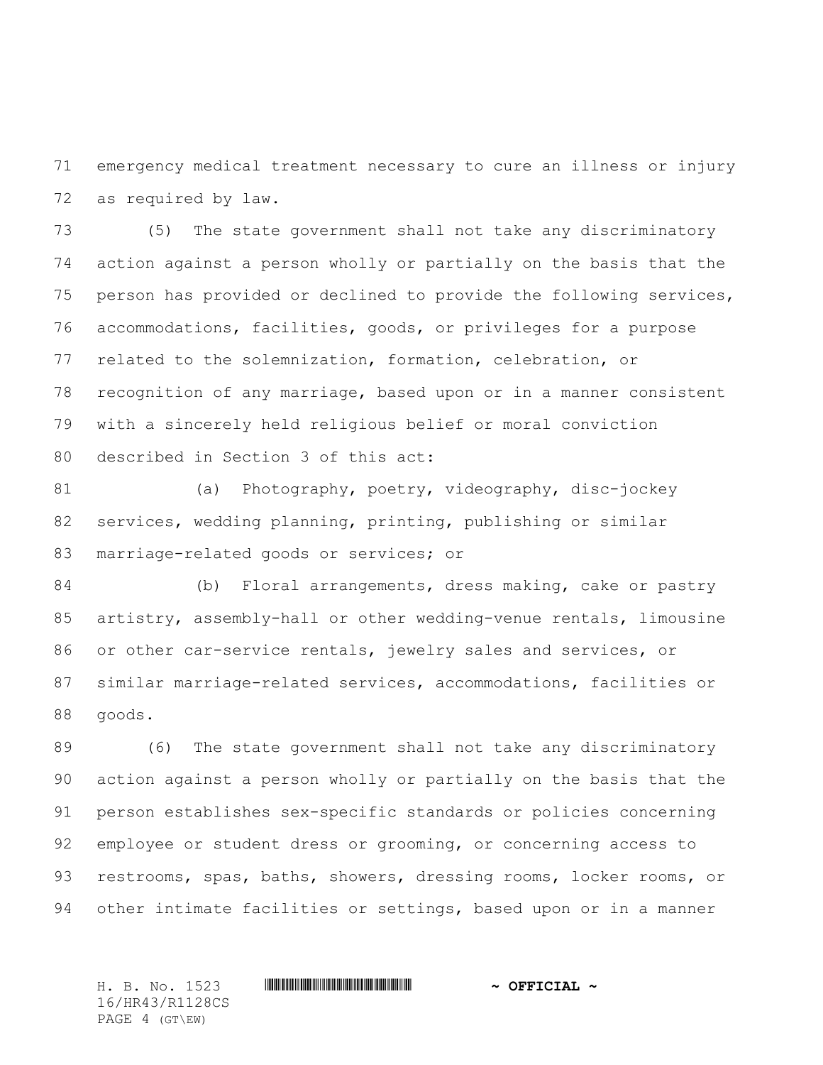emergency medical treatment necessary to cure an illness or injury as required by law.

(5) The state government shall not take any discriminatory action against a person wholly or partially on the basis that the person has provided or declined to provide the following services, accommodations, facilities, goods, or privileges for a purpose related to the solemnization, formation, celebration, or recognition of any marriage, based upon or in a manner consistent with a sincerely held religious belief or moral conviction described in Section 3 of this act:

(a) Photography, poetry, videography, disc-jockey services, wedding planning, printing, publishing or similar marriage-related goods or services; or

(b) Floral arrangements, dress making, cake or pastry artistry, assembly-hall or other wedding-venue rentals, limousine or other car-service rentals, jewelry sales and services, or similar marriage-related services, accommodations, facilities or goods.

(6) The state government shall not take any discriminatory action against a person wholly or partially on the basis that the person establishes sex-specific standards or policies concerning employee or student dress or grooming, or concerning access to restrooms, spas, baths, showers, dressing rooms, locker rooms, or other intimate facilities or settings, based upon or in a manner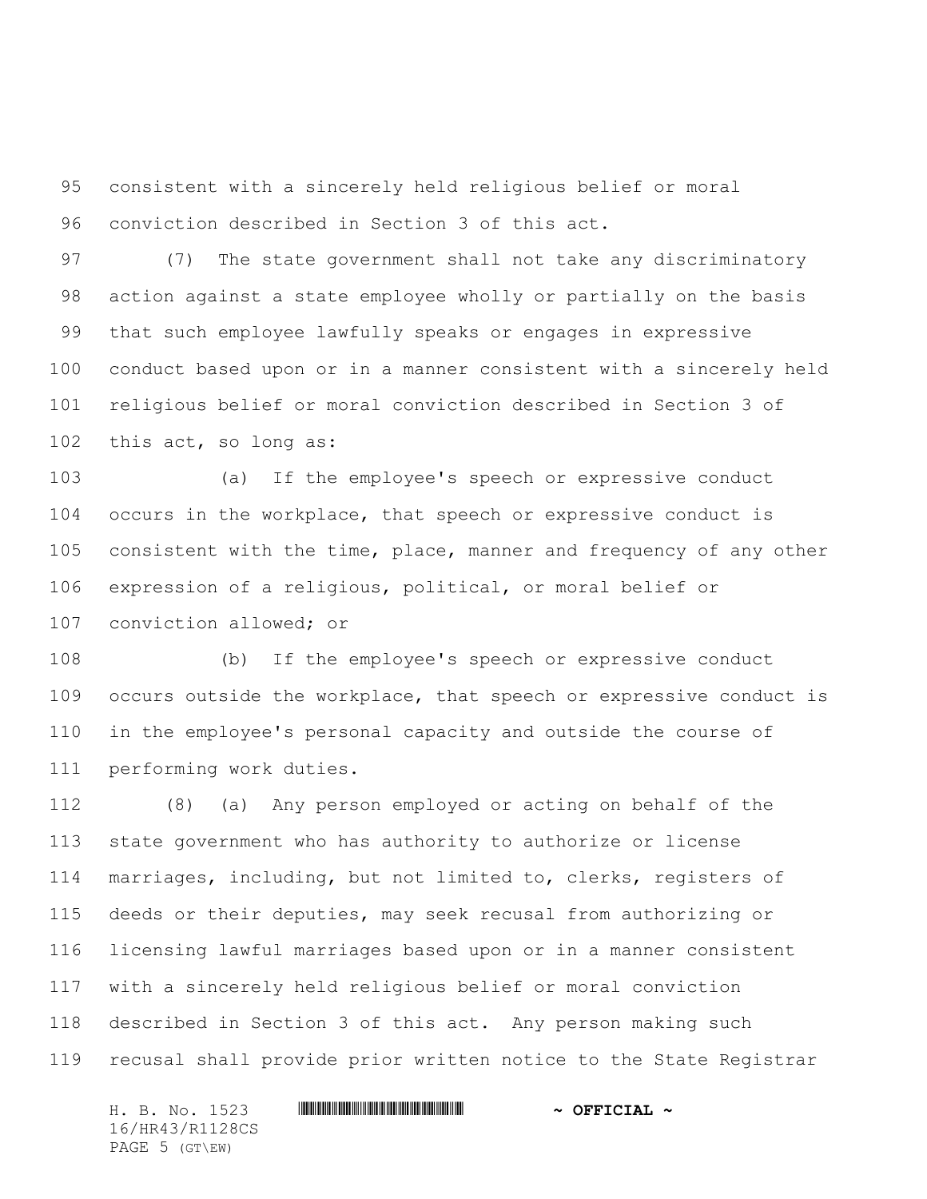consistent with a sincerely held religious belief or moral conviction described in Section 3 of this act.

(7) The state government shall not take any discriminatory action against a state employee wholly or partially on the basis that such employee lawfully speaks or engages in expressive conduct based upon or in a manner consistent with a sincerely held religious belief or moral conviction described in Section 3 of this act, so long as:

(a) If the employee's speech or expressive conduct occurs in the workplace, that speech or expressive conduct is consistent with the time, place, manner and frequency of any other expression of a religious, political, or moral belief or conviction allowed; or

(b) If the employee's speech or expressive conduct occurs outside the workplace, that speech or expressive conduct is in the employee's personal capacity and outside the course of performing work duties.

(8) (a) Any person employed or acting on behalf of the state government who has authority to authorize or license marriages, including, but not limited to, clerks, registers of deeds or their deputies, may seek recusal from authorizing or licensing lawful marriages based upon or in a manner consistent with a sincerely held religious belief or moral conviction described in Section 3 of this act. Any person making such recusal shall provide prior written notice to the State Registrar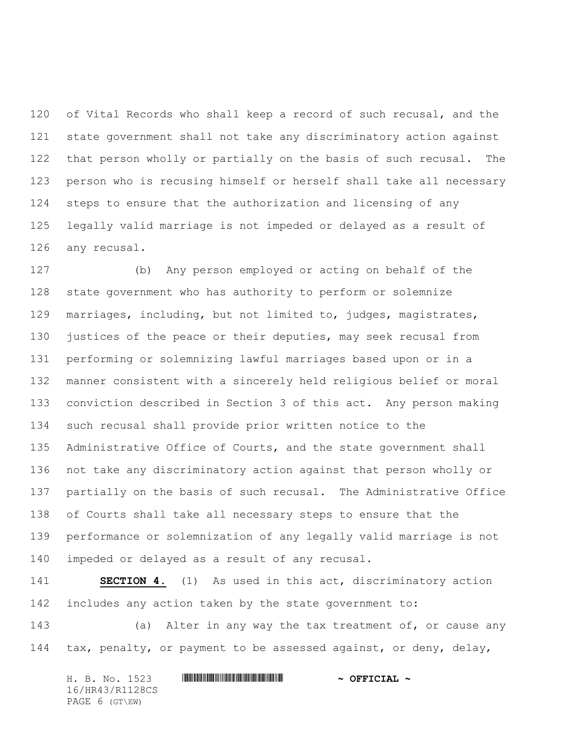of Vital Records who shall keep a record of such recusal, and the state government shall not take any discriminatory action against that person wholly or partially on the basis of such recusal. The person who is recusing himself or herself shall take all necessary steps to ensure that the authorization and licensing of any legally valid marriage is not impeded or delayed as a result of any recusal.

(b) Any person employed or acting on behalf of the state government who has authority to perform or solemnize marriages, including, but not limited to, judges, magistrates, justices of the peace or their deputies, may seek recusal from performing or solemnizing lawful marriages based upon or in a manner consistent with a sincerely held religious belief or moral conviction described in Section 3 of this act. Any person making such recusal shall provide prior written notice to the Administrative Office of Courts, and the state government shall not take any discriminatory action against that person wholly or partially on the basis of such recusal. The Administrative Office of Courts shall take all necessary steps to ensure that the performance or solemnization of any legally valid marriage is not impeded or delayed as a result of any recusal.

**SECTION 4.** (1) As used in this act, discriminatory action includes any action taken by the state government to:

(a) Alter in any way the tax treatment of, or cause any tax, penalty, or payment to be assessed against, or deny, delay,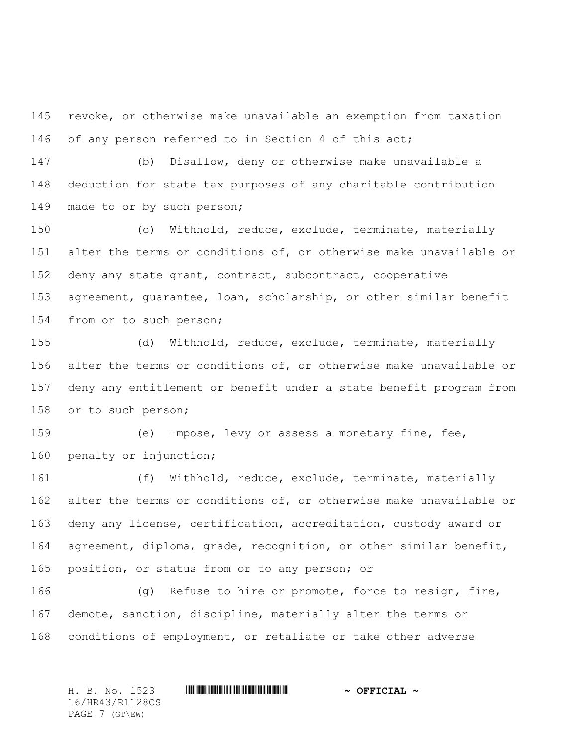revoke, or otherwise make unavailable an exemption from taxation of any person referred to in Section 4 of this act;

(b) Disallow, deny or otherwise make unavailable a deduction for state tax purposes of any charitable contribution made to or by such person;

(c) Withhold, reduce, exclude, terminate, materially alter the terms or conditions of, or otherwise make unavailable or deny any state grant, contract, subcontract, cooperative agreement, guarantee, loan, scholarship, or other similar benefit from or to such person;

(d) Withhold, reduce, exclude, terminate, materially alter the terms or conditions of, or otherwise make unavailable or deny any entitlement or benefit under a state benefit program from or to such person;

(e) Impose, levy or assess a monetary fine, fee, penalty or injunction;

(f) Withhold, reduce, exclude, terminate, materially alter the terms or conditions of, or otherwise make unavailable or deny any license, certification, accreditation, custody award or agreement, diploma, grade, recognition, or other similar benefit, position, or status from or to any person; or

(g) Refuse to hire or promote, force to resign, fire, demote, sanction, discipline, materially alter the terms or conditions of employment, or retaliate or take other adverse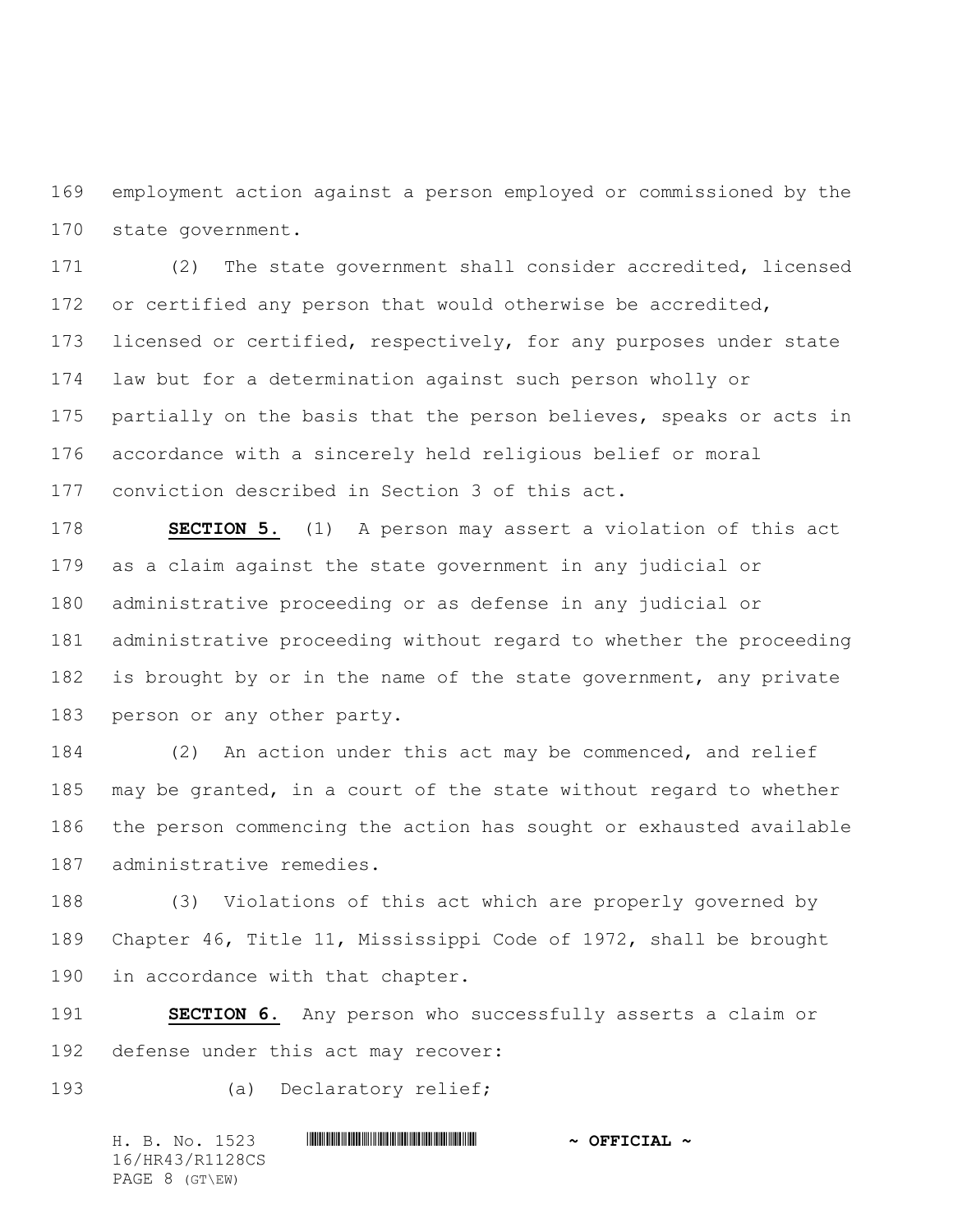employment action against a person employed or commissioned by the state government.

(2) The state government shall consider accredited, licensed or certified any person that would otherwise be accredited, licensed or certified, respectively, for any purposes under state law but for a determination against such person wholly or partially on the basis that the person believes, speaks or acts in accordance with a sincerely held religious belief or moral conviction described in Section 3 of this act.

**SECTION 5.** (1) A person may assert a violation of this act as a claim against the state government in any judicial or administrative proceeding or as defense in any judicial or administrative proceeding without regard to whether the proceeding is brought by or in the name of the state government, any private person or any other party.

(2) An action under this act may be commenced, and relief may be granted, in a court of the state without regard to whether the person commencing the action has sought or exhausted available administrative remedies.

(3) Violations of this act which are properly governed by Chapter 46, Title 11, Mississippi Code of 1972, shall be brought in accordance with that chapter.

**SECTION 6.** Any person who successfully asserts a claim or defense under this act may recover:

(a) Declaratory relief;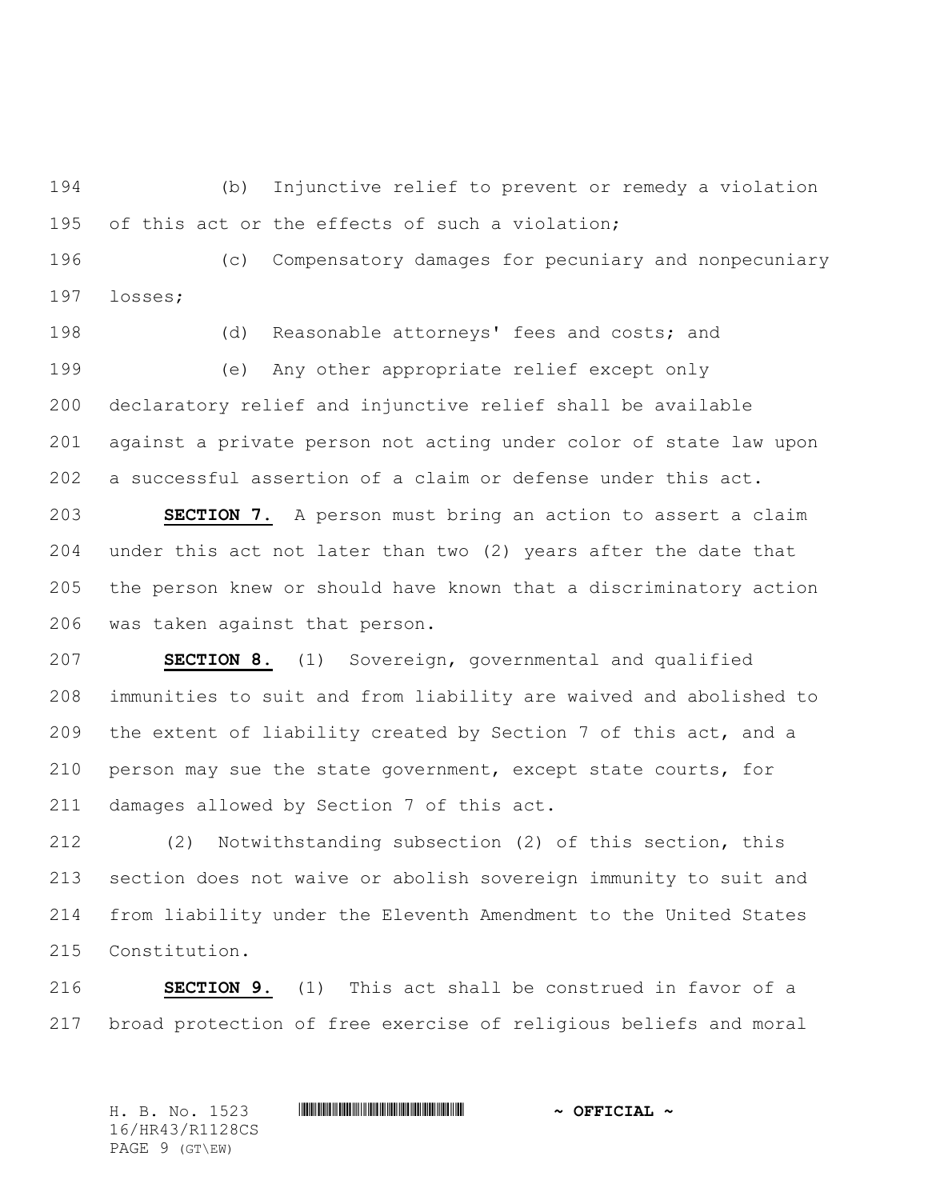(b) Injunctive relief to prevent or remedy a violation of this act or the effects of such a violation;

(c) Compensatory damages for pecuniary and nonpecuniary losses;

(d) Reasonable attorneys' fees and costs; and

(e) Any other appropriate relief except only declaratory relief and injunctive relief shall be available against a private person not acting under color of state law upon a successful assertion of a claim or defense under this act.

**SECTION 7.** A person must bring an action to assert a claim under this act not later than two (2) years after the date that the person knew or should have known that a discriminatory action was taken against that person.

**SECTION 8.** (1) Sovereign, governmental and qualified immunities to suit and from liability are waived and abolished to the extent of liability created by Section 7 of this act, and a person may sue the state government, except state courts, for damages allowed by Section 7 of this act.

(2) Notwithstanding subsection (2) of this section, this section does not waive or abolish sovereign immunity to suit and from liability under the Eleventh Amendment to the United States Constitution.

**SECTION 9.** (1) This act shall be construed in favor of a broad protection of free exercise of religious beliefs and moral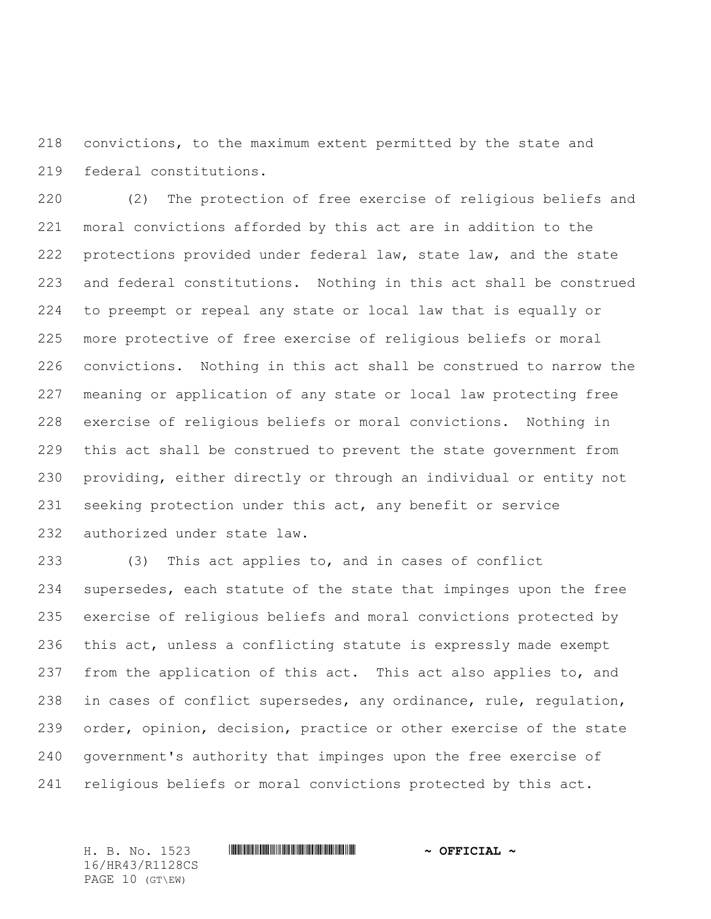convictions, to the maximum extent permitted by the state and federal constitutions.

(2) The protection of free exercise of religious beliefs and moral convictions afforded by this act are in addition to the protections provided under federal law, state law, and the state and federal constitutions. Nothing in this act shall be construed to preempt or repeal any state or local law that is equally or more protective of free exercise of religious beliefs or moral convictions. Nothing in this act shall be construed to narrow the meaning or application of any state or local law protecting free exercise of religious beliefs or moral convictions. Nothing in this act shall be construed to prevent the state government from providing, either directly or through an individual or entity not seeking protection under this act, any benefit or service authorized under state law.

(3) This act applies to, and in cases of conflict supersedes, each statute of the state that impinges upon the free exercise of religious beliefs and moral convictions protected by this act, unless a conflicting statute is expressly made exempt from the application of this act. This act also applies to, and in cases of conflict supersedes, any ordinance, rule, regulation, order, opinion, decision, practice or other exercise of the state government's authority that impinges upon the free exercise of religious beliefs or moral convictions protected by this act.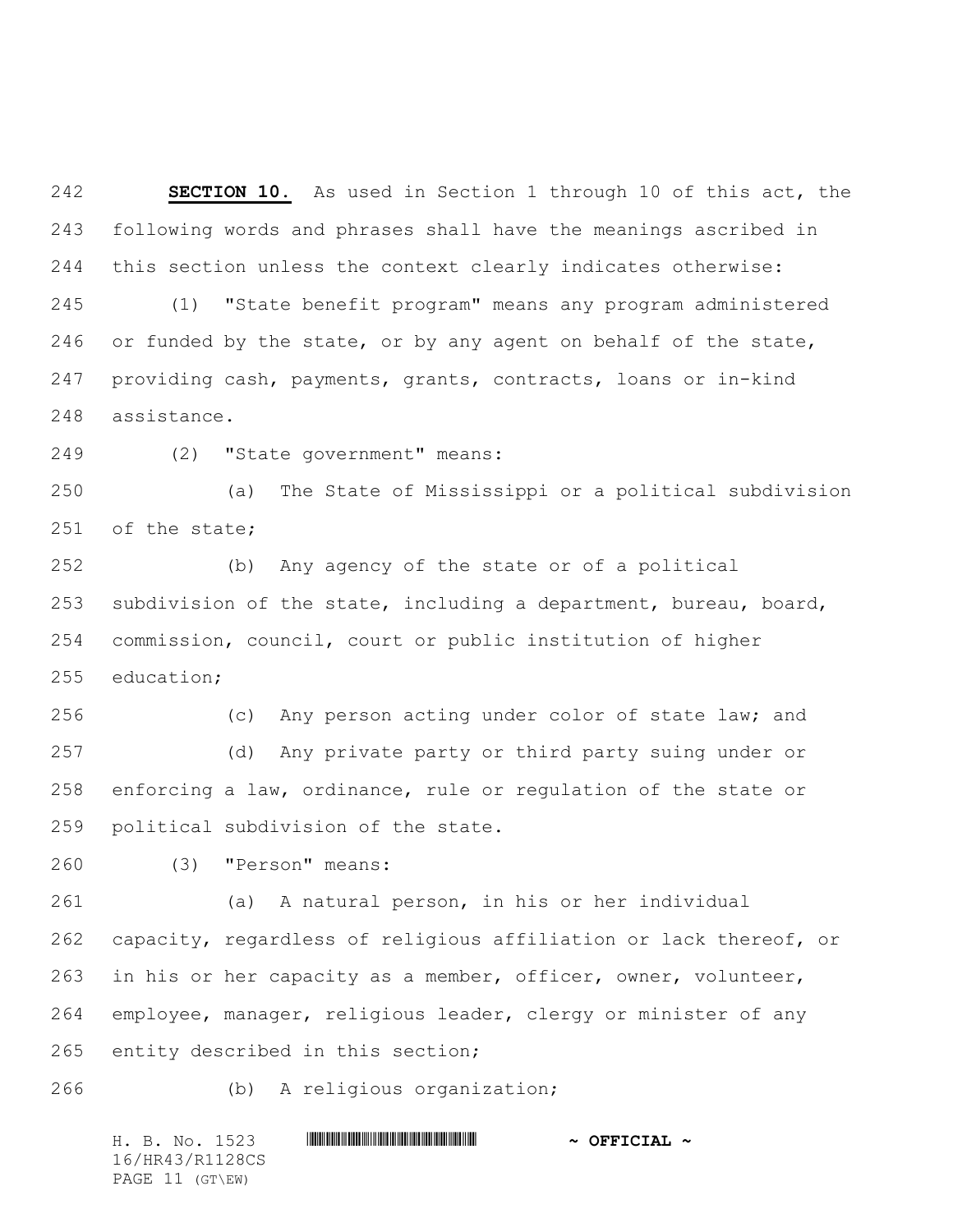**SECTION 10.** As used in Section 1 through 10 of this act, the following words and phrases shall have the meanings ascribed in this section unless the context clearly indicates otherwise:

(1) "State benefit program" means any program administered or funded by the state, or by any agent on behalf of the state, providing cash, payments, grants, contracts, loans or in-kind assistance.

(2) "State government" means:

(a) The State of Mississippi or a political subdivision of the state;

(b) Any agency of the state or of a political subdivision of the state, including a department, bureau, board, commission, council, court or public institution of higher education;

(c) Any person acting under color of state law; and

(d) Any private party or third party suing under or enforcing a law, ordinance, rule or regulation of the state or political subdivision of the state.

(3) "Person" means:

(a) A natural person, in his or her individual capacity, regardless of religious affiliation or lack thereof, or in his or her capacity as a member, officer, owner, volunteer, employee, manager, religious leader, clergy or minister of any entity described in this section;

(b) A religious organization;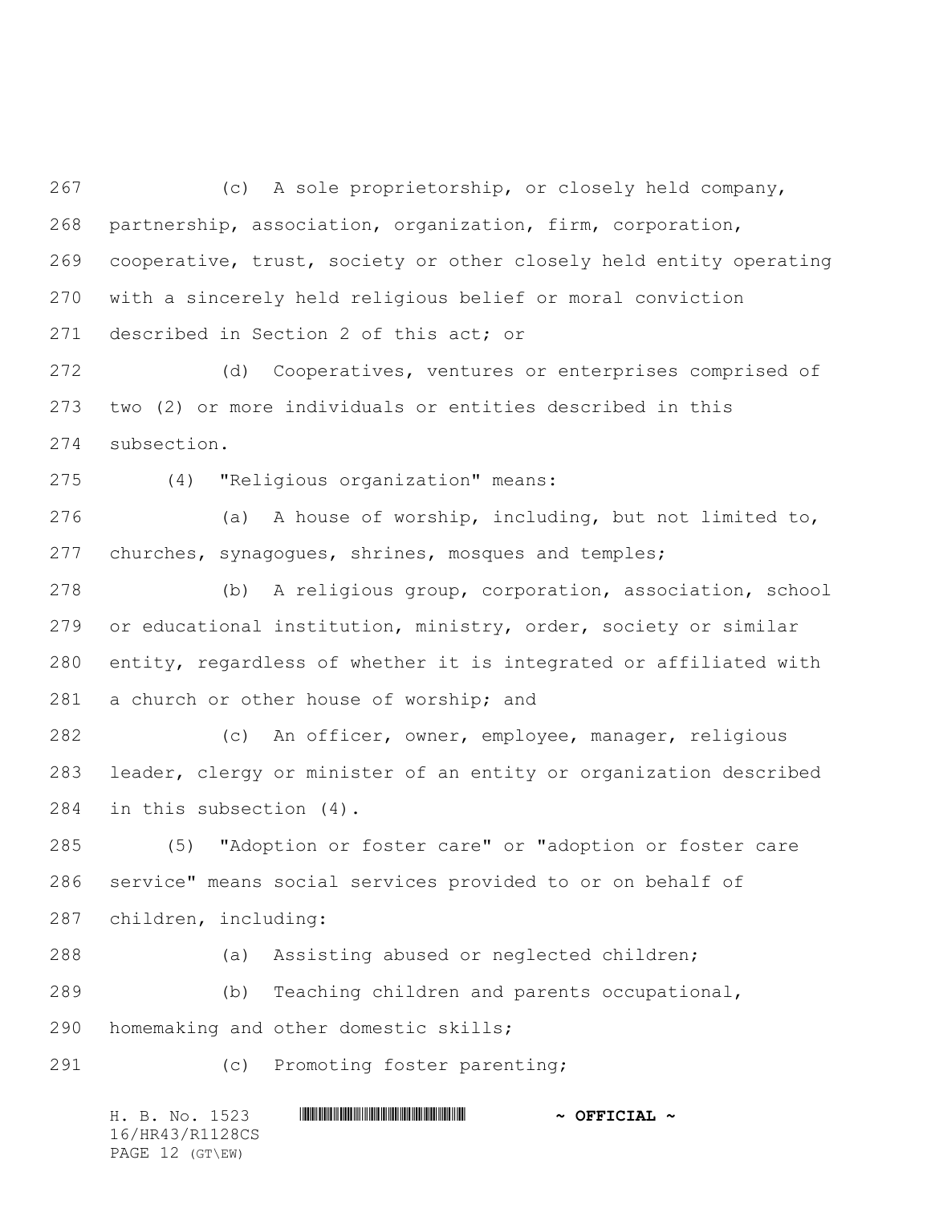(c) A sole proprietorship, or closely held company, partnership, association, organization, firm, corporation, cooperative, trust, society or other closely held entity operating with a sincerely held religious belief or moral conviction described in Section 2 of this act; or

(d) Cooperatives, ventures or enterprises comprised of two (2) or more individuals or entities described in this subsection.

(4) "Religious organization" means:

(a) A house of worship, including, but not limited to, churches, synagogues, shrines, mosques and temples;

(b) A religious group, corporation, association, school or educational institution, ministry, order, society or similar entity, regardless of whether it is integrated or affiliated with a church or other house of worship; and

(c) An officer, owner, employee, manager, religious leader, clergy or minister of an entity or organization described in this subsection (4).

(5) "Adoption or foster care" or "adoption or foster care service" means social services provided to or on behalf of children, including:

(a) Assisting abused or neglected children;

(b) Teaching children and parents occupational, homemaking and other domestic skills;

(c) Promoting foster parenting;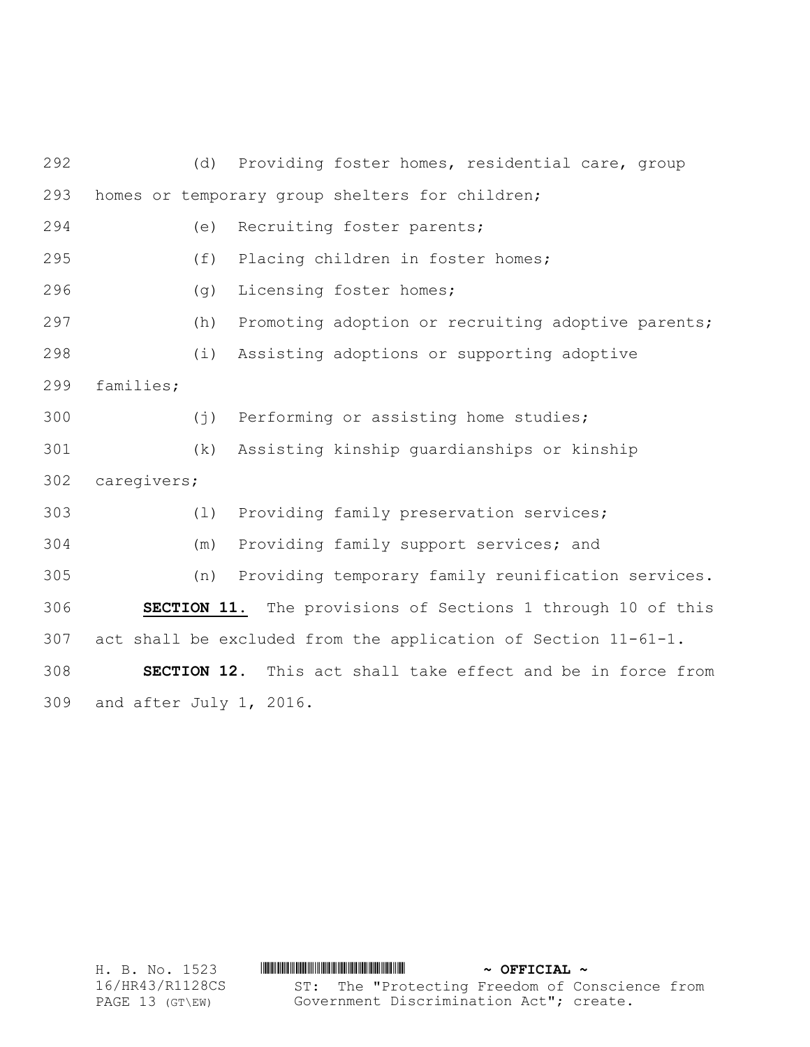(d) Providing foster homes, residential care, group homes or temporary group shelters for children;

(e) Recruiting foster parents;

(f) Placing children in foster homes;

(g) Licensing foster homes;

(h) Promoting adoption or recruiting adoptive parents;

(i) Assisting adoptions or supporting adoptive families;

(j) Performing or assisting home studies;

(k) Assisting kinship guardianships or kinship caregivers;

(l) Providing family preservation services;

(m) Providing family support services; and

(n) Providing temporary family reunification services.

**SECTION 11.** The provisions of Sections 1 through 10 of this act shall be excluded from the application of Section 11-61-1.

**SECTION 12.** This act shall take effect and be in force from and after July 1, 2016.